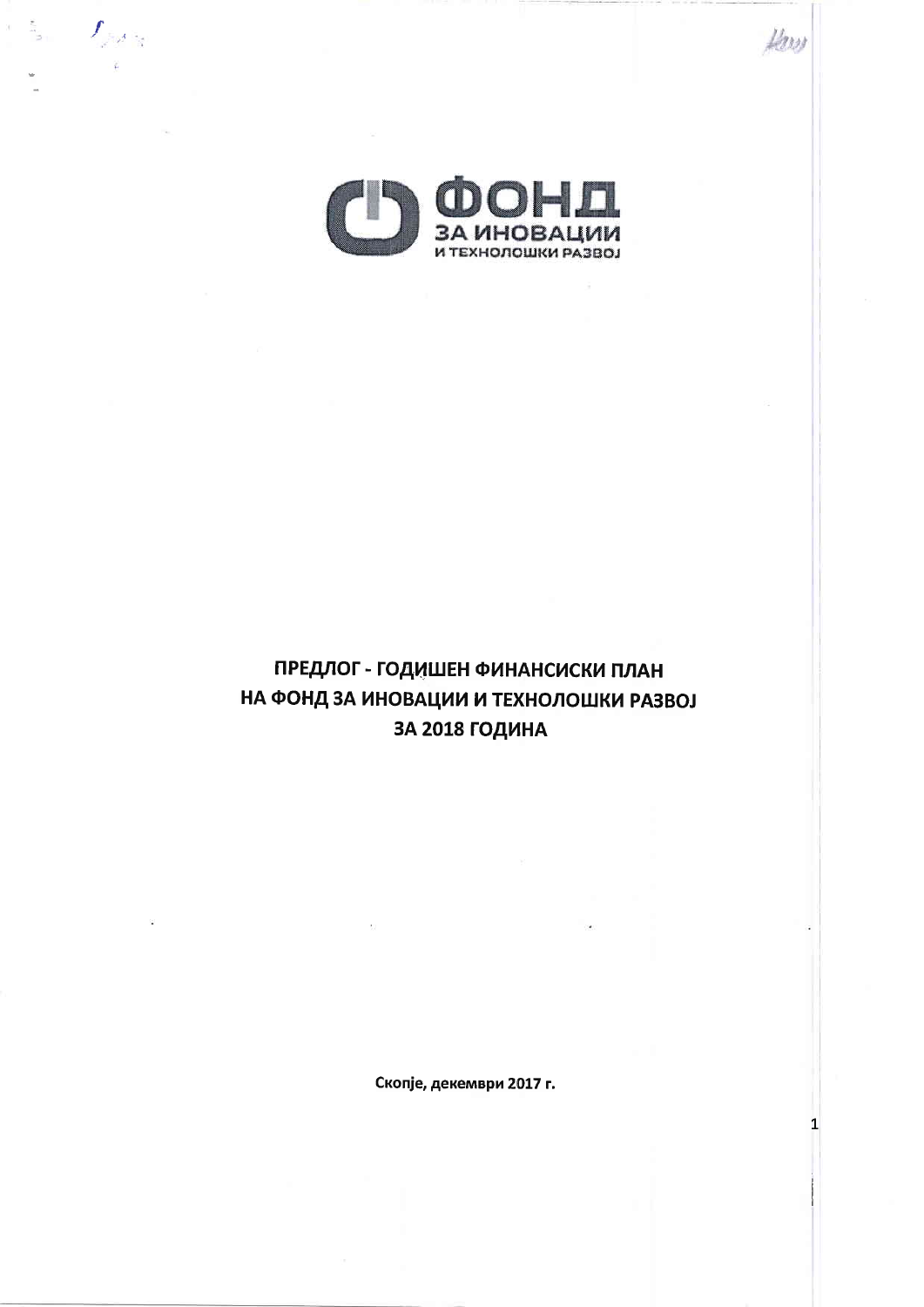ФОНД ЗА ИНОВАЦИИ И ТЕХНОЛОШКИ РАЗВОЈ

# ПРЕДЛОГ - ГОДИШЕН ФИНАНСИСКИ ПЛАН НА ФОНД ЗА ИНОВАЦИИ И ТЕХНОЛОШКИ РАЗВОЈ ЗА 2018 ГОДИНА

**Скопје, декември 2017 г.**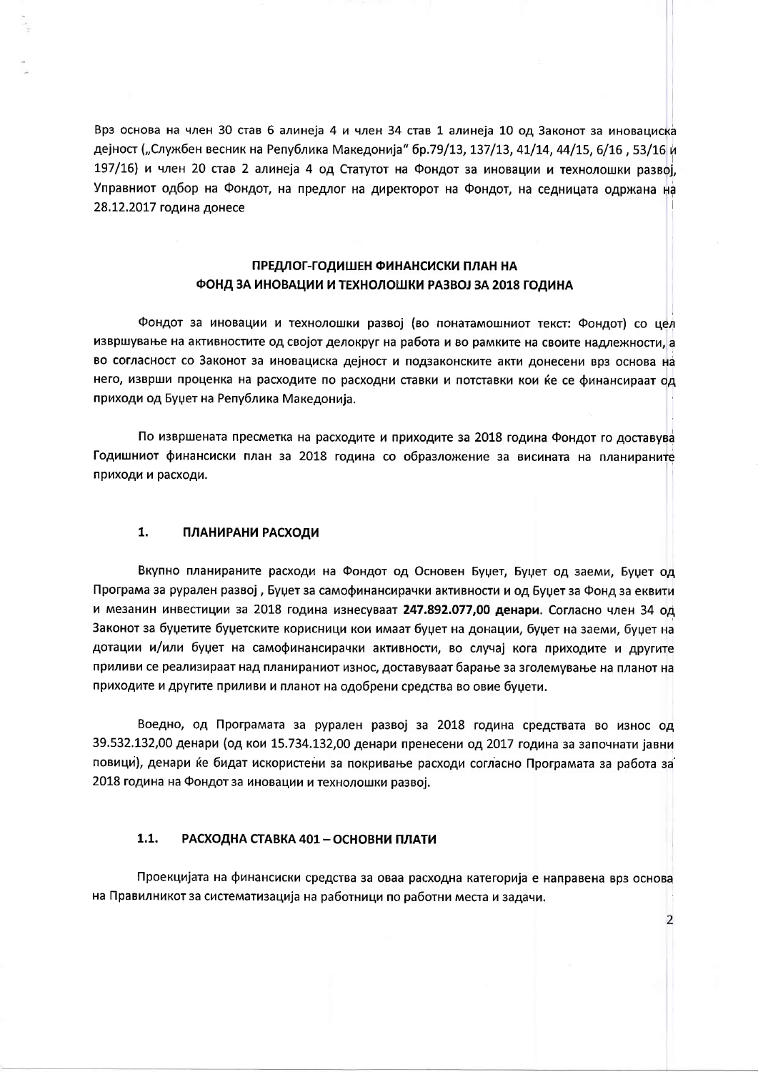Врз основа на член 30 став 6 алинеја 4 и член 34 став 1 алинеја 10 од Законот за иновациска дејност („Службен весник на Република Македонија" бр.79/13, 137/13, 41/14, 44/15, 6/16 , 53/16 и 197/16) и член 20 став 2 алинеја 4 од Статутот на Фондот за иновации и технолошки развој, Управниот одбор на Фондот, на предлог на директорот на Фондот, на седницата одржана на 28.12.2017 година донесе

# ПРЕДЛОГ-ГОДИШЕН ФИНАНСИСКИ ПЛАН НА ФОНД ЗА ИНОВАЦИИ И ТЕХНОЛОШКИ РАЗВОЈ ЗА 2018 ГОДИНА

Фондот за иновации и технолошки развој (во понатамошниот текст: Фондот) со цел извршување на активностите од својот делокруг на работа и во рамките на своите надлежности, а во согласност со Законот за иновациска дејност и подзаконските акти донесени врз основа на него, изврши проценка на расходите по расходни ставки и потставки кои ќе се финансираат од приходи од Буџет на Република Македонија.

По извршената пресметка на расходите и приходите за 2018 година Фондот го доставува Годишниот финансиски план за 2018 година со образложение за висината на планираните приходи и расходи.

## 1. ПЛАНИРАНИ РАСХОДИ

Вкупно планираните расходи на Фондот од Основен Буџет, Буџет од заеми, Буџет од Програма за рурален развој , Буџет за самофинансирачки активности и од Буџет за Фонд за еквити и мезанин инвестиции за 2018 година изнесуваат **247.892.077,00 денари**. Согласно член 34 од Законот за буџетите буџетските корисници кои имаат буџет на донации, буџет на заеми, буџет на дотации и/или буџет на самофинансирачки активности, во случај кога приходите и другите приливи се реализираат над планираниот износ, доставуваат барање за зголемување на планот на приходите и другите приливи и планот на одобрени средства во овие буџети.

Воедно, од Програмата за рурален развој за 2018 година средствата во износ од 39.532.132,00 денари (од кои 15.734.132,00 денари пренесени од 2017 година за започнати јавни повици), денари ќе бидат искористени за покривање расходи согласно Програмата за работа за 2018 година на Фондот за иновации и технолошки развој.

### 1.1. РАСХОДНА СТАВКА 401 – ОСНОВНИ ПЛАТИ

Проекцијата на финансиски средства за оваа расходна категорија е направена врз основа на Правилникот за систематизација на работници по работни места и задачи.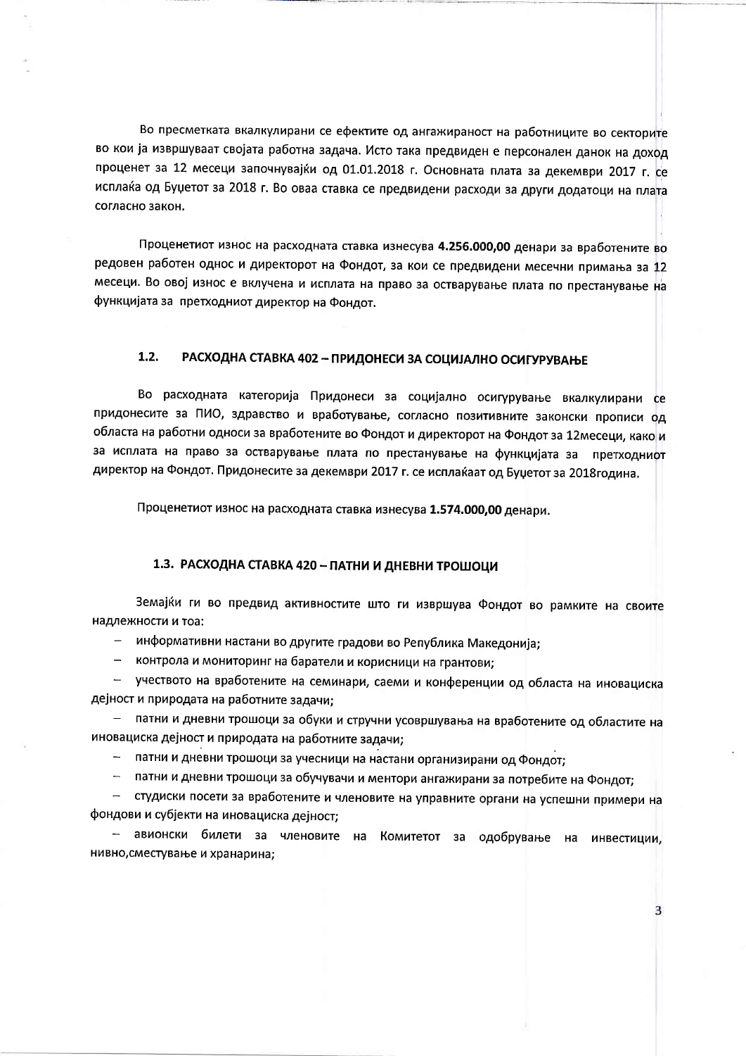Во пресметката вкалкулирани се ефектите од ангажираност на работниците во секторите во кои ја извршуваат својата работна задача. Исто така предвиден е персонален данок на доход проценет за 12 месеци започнувајќи од 01.01.2018 г. Основната плата за декември 2017 г. се исплаќа од Буџетот за 2018 г. Во оваа ставка се предвидени расходи за други додатоци на плата согласно закон.

Проценетиот износ на расходната ставка изнесува **4.256.000,00** денари за вработените во редовен работен однос и директорот на Фондот, за кои се предвидени месечни примања за 12 месеци. Во овој износ е вклучена и исплата на право за остварување плата по престанување на функцијата за претходниот директор на Фондот.

### 1.2. РАСХОДНА СТАВКА 402 – ПРИДОНЕСИ ЗА СОЦИЈАЛНО ОСИГУРУВАЊЕ

Во расходната категорија Придонеси за социјално осигурување вкалкулирани се придонесите за ПИО, здравство и вработување, согласно позитивните законски прописи од областа на работни односи за вработените во Фондот и директорот на Фондот за 12месеци, како и за исплата на право за остварување плата по престанување на функцијата за претходниот директор на Фондот. Придонесите за декември 2017 г. се исплаќаат од Буџетот за 2018година.

Проценетиот износ на расходната ставка изнесува **1.574.000,00** денари.

### 1.3. РАСХОДНА СТАВКА 420 – ПАТНИ И ДНЕВНИ ТРОШОЦИ

Земајќи ги во предвид активностите што ги извршува Фондот во рамките на своите надлежности и тоа:

- информативни настани во другите градови во Република Македонија;
- контрола и мониторинг на баратели и корисници на грантови;
- учеството на вработените на семинари, саеми и конференции од областа на иновациска дејност и природата на работните задачи;
- патни и дневни трошоци за обуки и стручни усовршувања на вработените од областите на иновациска дејност и природата на работните задачи;
- патни и дневни трошоци за учесници на настани организирани од Фондот;
- патни и дневни трошоци за обучувачи и ментори ангажирани за потребите на Фондот;
- студиски посети за вработените и членовите на управните органи на успешни примери на фондови и субјекти на иновациска дејност;
- авионски билети за членовите на Комитетот за одобрување на инвестиции, нивно,сместување и хранарина;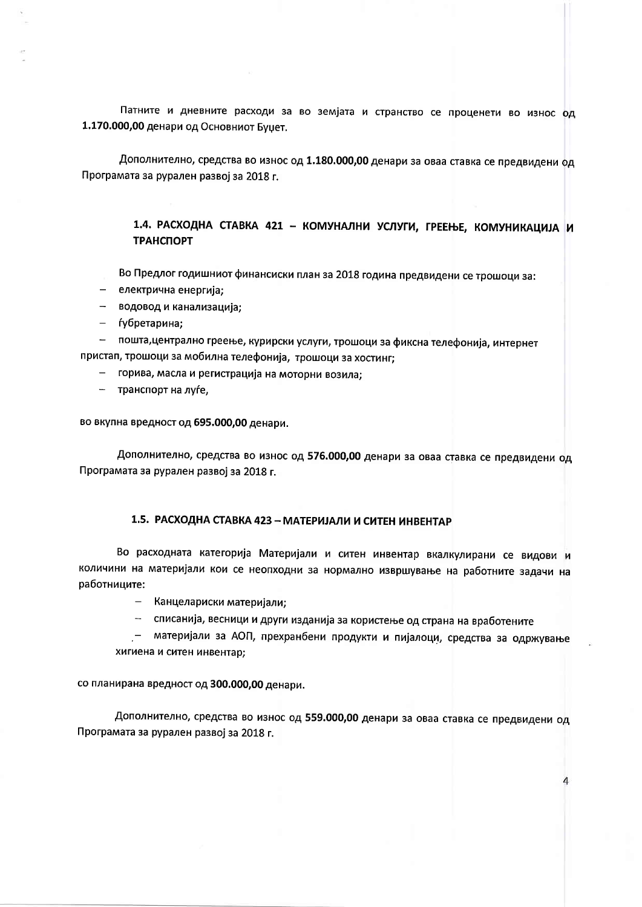Патните и дневните расходи за во земјата и странство се проценети во износ од **1.170.000,00** денари од Основниот Буџет.

Дополнително, средства во износ од **1.180.000,00** денари за оваа ставка се предвидени од Програмата за рурален развој за 2018 г.

### 1.4. РАСХОДНА СТАВКА 421 – КОМУНАЛНИ УСЛУГИ, ГРЕЕЊЕ, КОМУНИКАЦИЈА И ТРАНСПОРТ

Во Предлог годишниот финансиски план за 2018 година предвидени се трошоци за:

- електрична енергија;
- водовод и канализација;
- ѓубретарина;
- пошта,централно греење, курирски услуги, трошоци за фиксна телефонија, интернет пристап, трошоци за мобилна телефонија, трошоци за хостинг;
- горива, масла и регистрација на моторни возила;
- транспорт на луѓе,

во вкупна вредност од **695.000,00** денари.

Дополнително, средства во износ од **576.000,00** денари за оваа ставка се предвидени од Програмата за рурален развој за 2018 г.

### 1.5. РАСХОДНА СТАВКА 423 – МАТЕРИЈАЛИ И СИТЕН ИНВЕНТАР

Во расходната категорија Материјали и ситен инвентар вкалкулирани се видови и количини на материјали кои се неопходни за нормално извршување на работните задачи на работниците:

- Канцелариски материјали;
- списанија, весници и други изданија за користење од страна на вработените
- материјали за АОП, прехранбени продукти и пијалоци, средства за одржување хигиена и ситен инвентар;

со планирана вредност од **300.000,00** денари.

Дополнително, средства во износ од **559.000,00** денари за оваа ставка се предвидени од Програмата за рурален развој за 2018 г.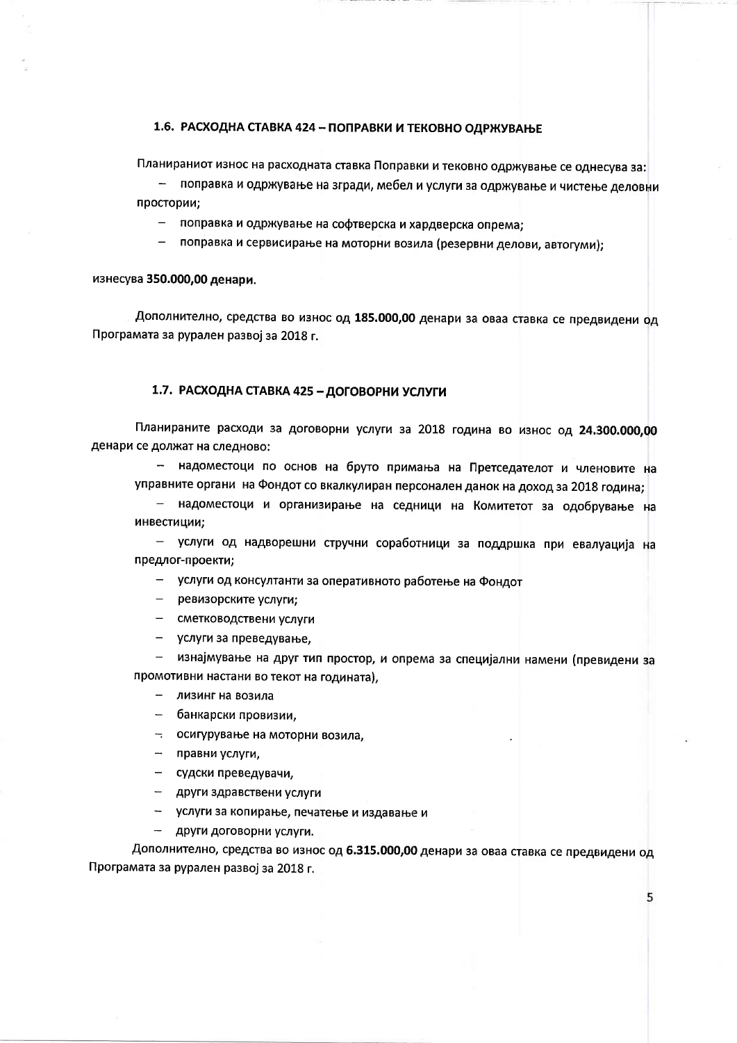### 1.6. РАСХОДНА СТАВКА 424 – ПОПРАВКИ И ТЕКОВНО ОДРЖУВАЊЕ

Планираниот износ на расходната ставка Поправки и тековно одржување се однесува за:

- поправка и одржување на згради, мебел и услуги за одржување и чистење деловни простории;
- поправка и одржување на софтверска и хардверска опрема;
- поправка и сервисирање на моторни возила (резервни делови, автогуми);

изнесува **350.000,00 денари**.

Дополнително, средства во износ од **185.000,00** денари за оваа ставка се предвидени од Програмата за рурален развој за 2018 г.

### 1.7. РАСХОДНА СТАВКА 425 – ДОГОВОРНИ УСЛУГИ

Планираните расходи за договорни услуги за 2018 година во износ од **24.300.000,00** денари се должат на следново:

- надоместоци по основ на бруто примања на Претседателот и членовите на управните органи на Фондот со вкалкулиран персонален данок на доход за 2018 година;
- надоместоци и организирање на седници на Комитетот за одобрување на инвестиции;
- услуги од надворешни стручни соработници за поддршка при евалуација на предлог-проекти;
- услуги од консултанти за оперативното работење на Фондот
- ревизорските услуги;
- сметководствени услуги
- услуги за преведување,
- изнајмување на друг тип простор, и опрема за специјални намени (превидени за промотивни настани во текот на годината),
- лизинг на возила
- банкарски провизии,
- осигурување на моторни возила,
- правни услуги,
- судски преведувачи,
- други здравствени услуги
- услуги за копирање, печатење и издавање и
- други договорни услуги.

Дополнително, средства во износ од **6.315.000,00** денари за оваа ставка се предвидени од Програмата за рурален развој за 2018 г.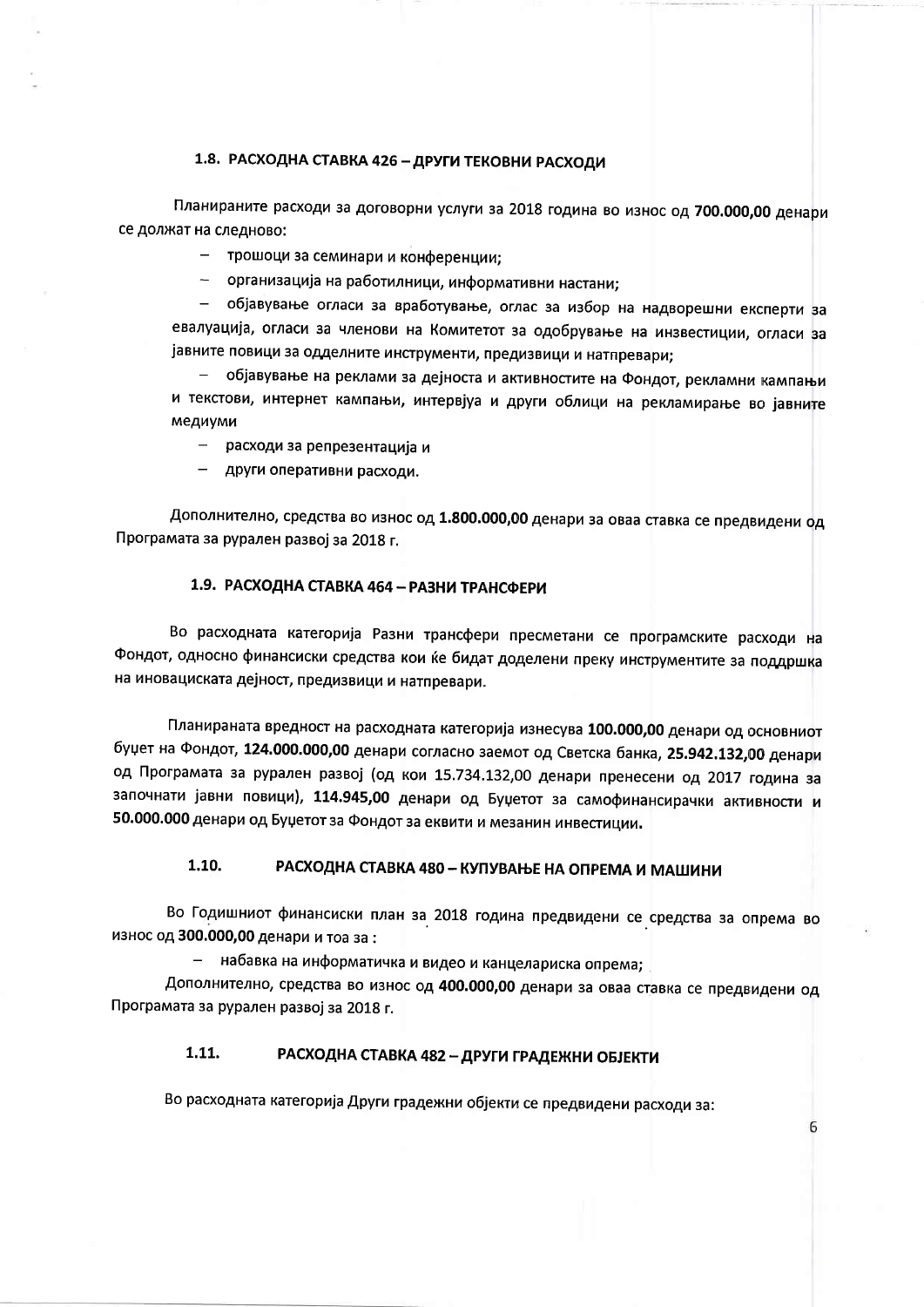### 1.8. РАСХОДНА СТАВКА 426 – ДРУГИ ТЕКОВНИ РАСХОДИ

Планираните расходи за договорни услуги за 2018 година во износ од **700.000,00** денари се должат на следново:

- трошоци за семинари и конференции;
- организација на работилници, информативни настани;
- објавување огласи за вработување, оглас за избор на надворешни експерти за евалуација, огласи за членови на Комитетот за одобрување на инвестиции, огласи за јавните повици за одделните инструменти, предизвици и натпревари;
- објавување на реклами за дејноста и активностите на Фондот, рекламни кампањи и текстови, интернет кампањи, интервјуа и други облици на рекламирање во јавните медиуми
- расходи за репрезентација и
- други оперативни расходи.

Дополнително, средства во износ од **1.800.000,00** денари за оваа ставка се предвидени од Програмата за рурален развој за 2018 г.

### 1.9. РАСХОДНА СТАВКА 464 – РАЗНИ ТРАНСФЕРИ

Во расходната категорија Разни трансфери пресметани се програмските расходи на Фондот, односно финансиски средства кои ќе бидат доделени преку инструментите за поддршка на иновациската дејност, предизвици и натпревари.

Планираната вредност на расходната категорија изнесува **100.000,00** денари од основниот буџет на Фондот, **124.000.000,00** денари согласно заемот од Светска банка, **25.942.132,00** денари од Програмата за рурален развој (од кои 15.734.132,00 денари пренесени од 2017 година за започнати јавни повици), **114.945,00** денари од Буџетот за самофинансирачки активности и **50.000.000** денари од Буџетот за Фондот за еквити и мезанин инвестиции.

### 1.10. РАСХОДНА СТАВКА 480 – КУПУВАЊЕ НА ОПРЕМА И МАШИНИ

Во Годишниот финансиски план за 2018 година предвидени се средства за опрема во износ од **300.000,00** денари и тоа за :

- набавка на информатичка и видео и канцелариска опрема;

Дополнително, средства во износ од **400.000,00** денари за оваа ставка се предвидени од Програмата за рурален развој за 2018 г.

### 1.11. РАСХОДНА СТАВКА 482 – ДРУГИ ГРАДЕЖНИ ОБЈЕКТИ

Во расходната категорија Други градежни објекти се предвидени расходи за: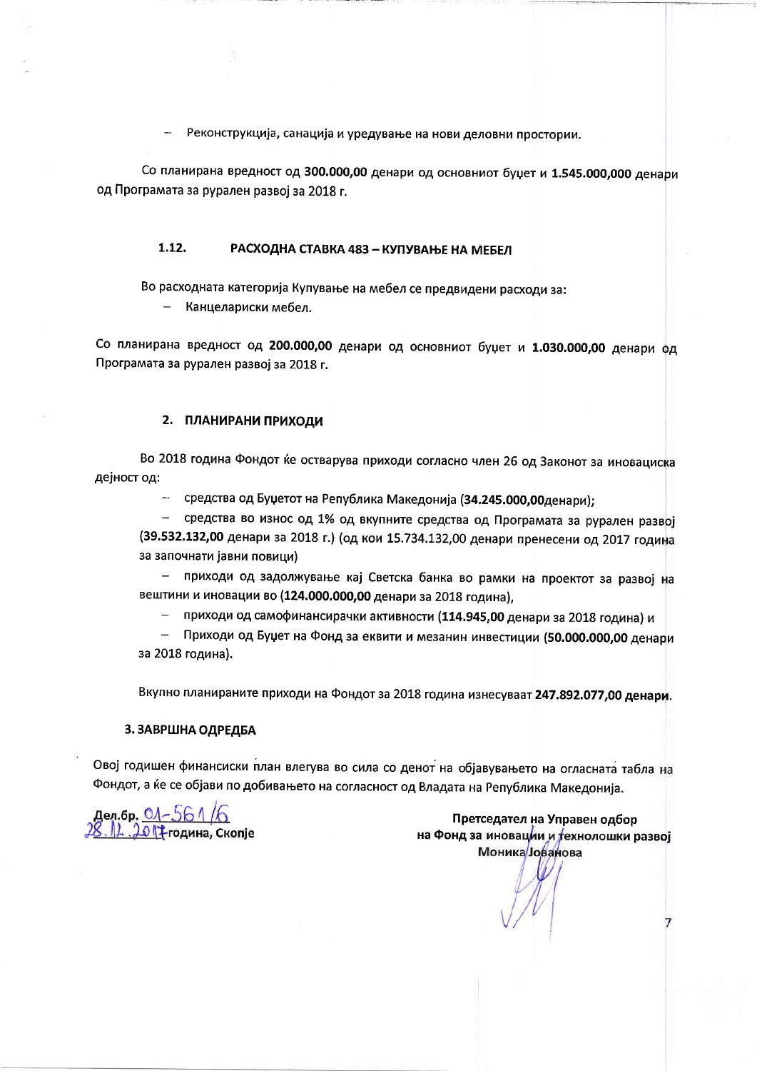- Реконструкција, санација и уредување на нови деловни простории.

Со планирана вредност од **300.000,00** денари од основниот буџет и **1.545.000,000** денари од Програмата за рурален развој за 2018 г.

### 1.12. РАСХОДНА СТАВКА 483 – КУПУВАЊЕ НА МЕБЕЛ

Во расходната категорија Купување на мебел се предвидени расходи за:

- Канцелариски мебел.

Со планирана вредност од **200.000,00** денари од основниот буџет и **1.030.000,00** денари од Програмата за рурален развој за 2018 г.

## 2. ПЛАНИРАНИ ПРИХОДИ

Во 2018 година Фондот ќе остварува приходи согласно член 26 од Законот за иновациска дејност од:

- средства од Буџетот на Република Македонија (**34.245.000,00**денари);
- средства во износ од 1% од вкупните средства од Програмата за рурален развој (**39.532.132,00** денари за 2018 г.) (од кои 15.734.132,00 денари пренесени од 2017 година за започнати јавни повици)
- приходи од задолжување кај Светска банка во рамки на проектот за развој на вештини и иновации во (**124.000.000,00** денари за 2018 година),
- приходи од самофинансирачки активности (**114.945,00** денари за 2018 година) и
- Приходи од Буџет на Фонд за еквити и мезанин инвестиции (**50.000.000,00** денари за 2018 година).

Вкупно планираните приходи на Фондот за 2018 година изнесуваат **247.892.077,00 денари**.

## 3. ЗАВРШНА ОДРЕДБА

Овој годишен финансиски план влегува во сила со денот на објавувањето на огласната табла на Фондот, а ќе се објави по добивањето на согласност од Владата на Република Македонија.

Дел.бр. 01-561/6
28.12.2017 година, Скопје

Претседател на Управен одбор
на Фонд за иновации и технолошки развој
Моника Јованова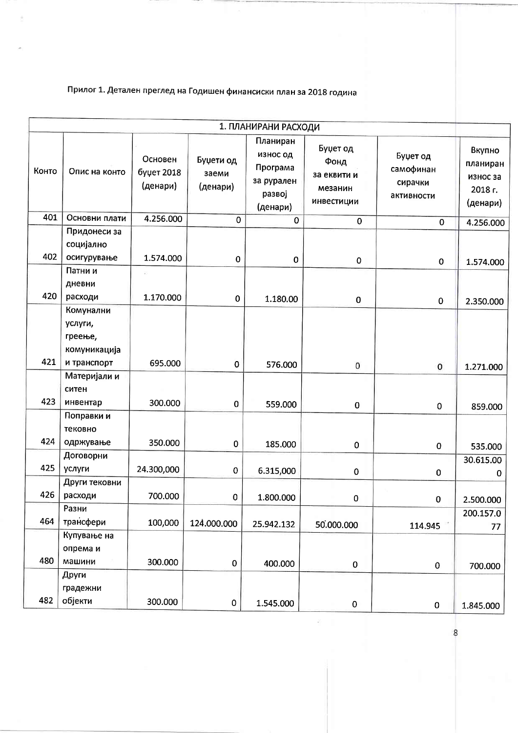Прилог 1. Детален преглед на Годишен финансиски план за 2018 година

| 1. ПЛАНИРАНИ РАСХОДИ | | | | | | | |
|---|---|---|---|---|---|---|---|
| Конто | Опис на конто | Основен буџет 2018 (денари) | Буџети од заеми (денари) | Планиран износ од Програма за рурален развој (денари) | Буџет од Фонд за еквити и мезанин инвестиции | Буџет од самофинан сирачки активности | Вкупно планиран износ за 2018 г. (денари) |
| 401 | Основни плати | 4.256.000 | 0 | 0 | 0 | 0 | 4.256.000 |
| 402 | Придонеси за социјално осигурување | 1.574.000 | 0 | 0 | 0 | 0 | 1.574.000 |
| 420 | Патни и дневни расходи | 1.170.000 | 0 | 1.180.00 | 0 | 0 | 2.350.000 |
| 421 | Комунални услуги, греење, комуникација и транспорт | 695.000 | 0 | 576.000 | 0 | 0 | 1.271.000 |
| 423 | Материјали и ситен инвентар | 300.000 | 0 | 559.000 | 0 | 0 | 859.000 |
| 424 | Поправки и тековно одржување | 350.000 | 0 | 185.000 | 0 | 0 | 535.000 |
| 425 | Договорни услуги | 24.300,000 | 0 | 6.315,000 | 0 | 0 | 30.615.000 |
| 426 | Други тековни расходи | 700.000 | 0 | 1.800.000 | 0 | 0 | 2.500.000 |
| 464 | Разни трансфери | 100,000 | 124.000.000 | 25.942.132 | 50.000.000 | 114.945 | 200.157.077 |
| 480 | Купување на опрема и машини | 300.000 | 0 | 400.000 | 0 | 0 | 700.000 |
| 482 | Други градежни објекти | 300.000 | 0 | 1.545.000 | 0 | 0 | 1.845.000 |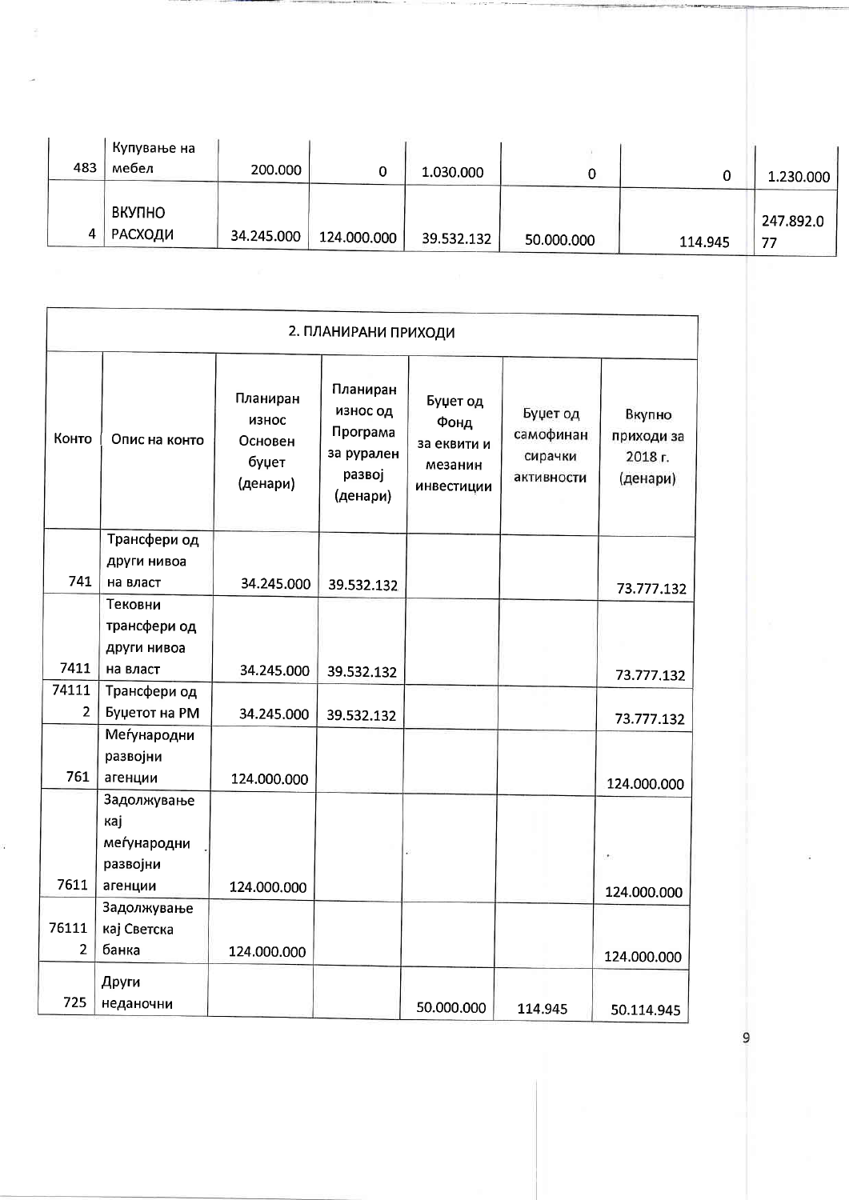| | | | | | | | |
|---|---|---|---|---|---|---|---|
| 483 | Купување на мебел | 200.000 | 0 | 1.030.000 | 0 | 0 | 1.230.000 |
| 4 | ВКУПНО РАСХОДИ | 34.245.000 | 124.000.000 | 39.532.132 | 50.000.000 | 114.945 | 247.892.077 |

| 2. ПЛАНИРАНИ ПРИХОДИ | | | | | | |
|---|---|---|---|---|---|---|
| Конто | Опис на конто | Планиран износ Основен буџет (денари) | Планиран износ од Програма за рурален развој (денари) | Буџет од Фонд за еквити и мезанин инвестиции | Буџет од самофинансирачки активности | Вкупно приходи за 2018 г. (денари) |
| 741 | Трансфери од други нивоа на власт | 34.245.000 | 39.532.132 | | | 73.777.132 |
| 7411 | Тековни трансфери од други нивоа на власт | 34.245.000 | 39.532.132 | | | 73.777.132 |
| 741112 | Трансфери од Буџетот на РМ | 34.245.000 | 39.532.132 | | | 73.777.132 |
| 761 | Меѓународни развојни агенции | 124.000.000 | | | | 124.000.000 |
| 7611 | Задолжување кај меѓународни развојни агенции | 124.000.000 | | | | 124.000.000 |
| 761112 | Задолжување кај Светска банка | 124.000.000 | | | | 124.000.000 |
| 725 | Други неданочни | | | 50.000.000 | 114.945 | 50.114.945 |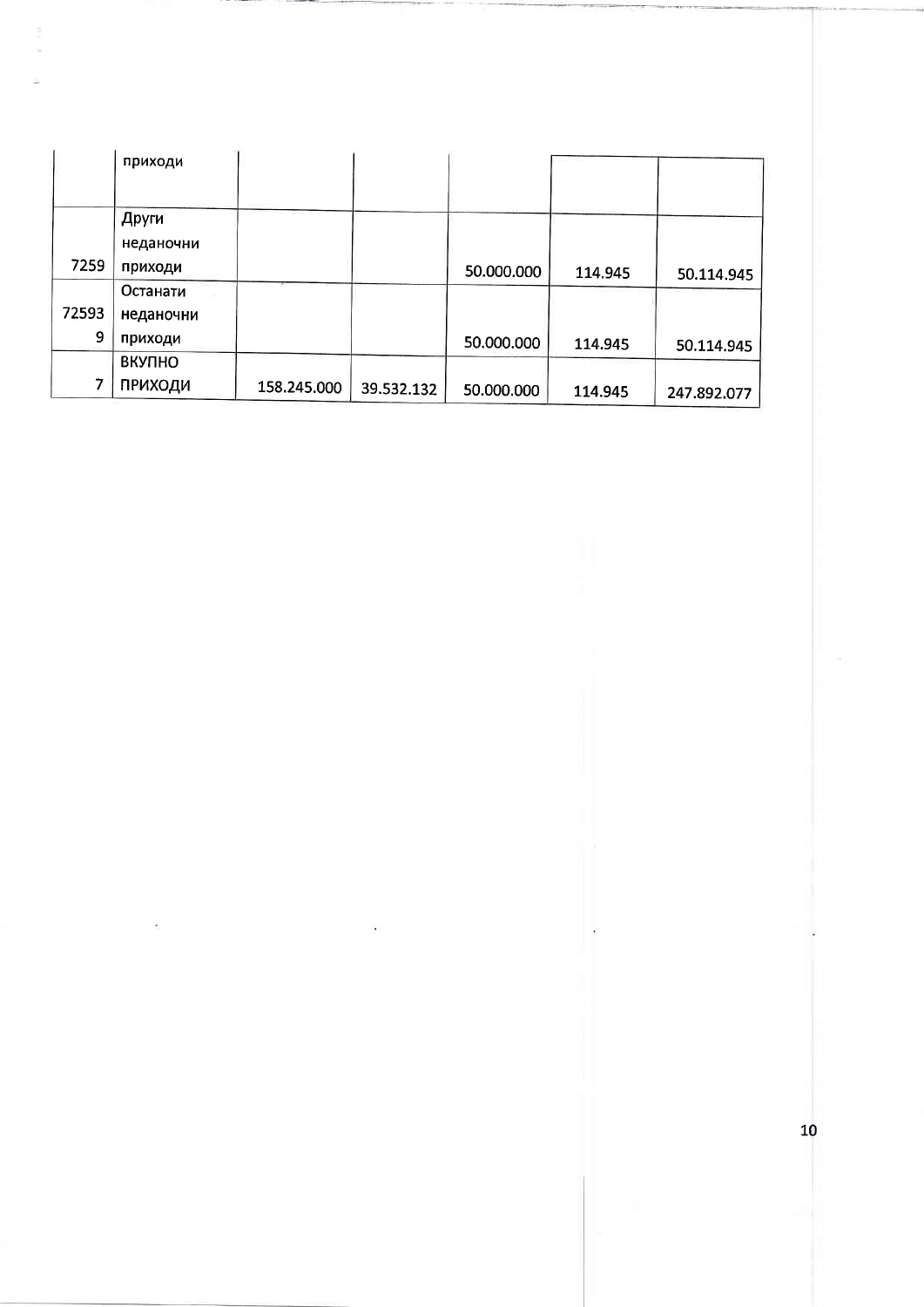| | | | | | | |
|---|---|---|---|---|---|---|
| | приходи | | | | | |
| 7259 | Други неданочни приходи | | | 50.000.000 | 114.945 | 50.114.945 |
| 725939 | Останати неданочни приходи | | | 50.000.000 | 114.945 | 50.114.945 |
| 7 | ВКУПНО ПРИХОДИ | 158.245.000 | 39.532.132 | 50.000.000 | 114.945 | 247.892.077 |